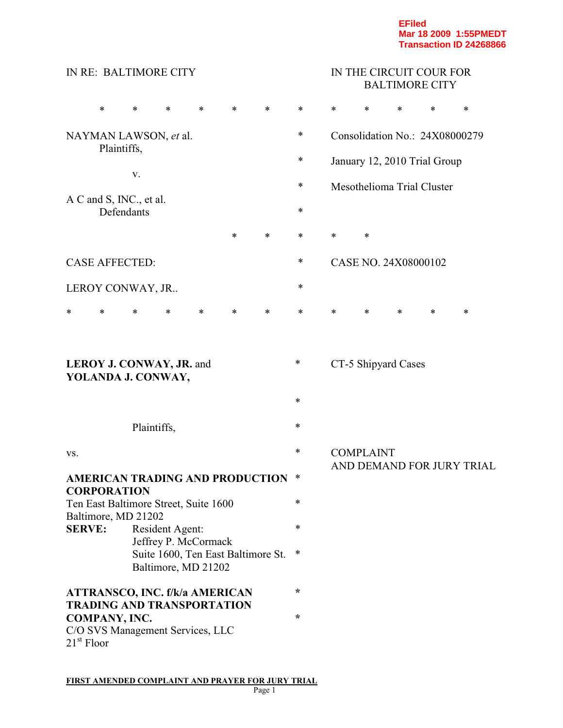**EFiled**
**Mar 18 2009 1:55PMEDT**
**Transaction ID 24268866**

IN RE: BALTIMORE CITY

IN THE CIRCUIT COUR FOR BALTIMORE CITY

\* \* \* \* \* \* \* \* \* \* \* \*

NAYMAN LAWSON, *et* al.
Plaintiffs,

v.

A C and S, INC., et al.
Defendants

Consolidation No.: 24X08000279

January 12, 2010 Trial Group

Mesothelioma Trial Cluster

\* \* \* \* \*

CASE AFFECTED:

LEROY CONWAY, JR..

CASE NO. 24X08000102

\* \* \* \* \* \* \* \* \* \* \* \* \*

**LEROY J. CONWAY, JR.** and
**YOLANDA J. CONWAY,**

Plaintiffs,

vs.

CT-5 Shipyard Cases

COMPLAINT
AND DEMAND FOR JURY TRIAL

**AMERICAN TRADING AND PRODUCTION CORPORATION**
Ten East Baltimore Street, Suite 1600
Baltimore, MD 21202
**SERVE:** Resident Agent:
Jeffrey P. McCormack
Suite 1600, Ten East Baltimore St.
Baltimore, MD 21202

**ATTRANSCO, INC. f/k/a AMERICAN TRADING AND TRANSPORTATION COMPANY, INC.**
C/O SVS Management Services, LLC
21st Floor

**FIRST AMENDED COMPLAINT AND PRAYER FOR JURY TRIAL**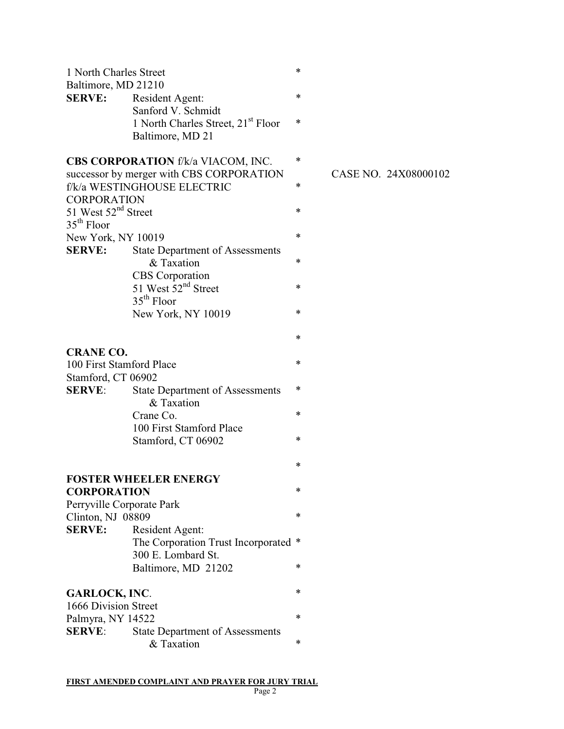1 North Charles Street
Baltimore, MD 21210
**SERVE:** Resident Agent:
Sanford V. Schmidt
1 North Charles Street, 21st Floor
Baltimore, MD 21

**CBS CORPORATION** f/k/a VIACOM, INC.
successor by merger with CBS CORPORATION
f/k/a WESTINGHOUSE ELECTRIC
CORPORATION
51 West 52nd Street
35th Floor
New York, NY 10019
**SERVE:** State Department of Assessments & Taxation
CBS Corporation
51 West 52nd Street
35th Floor
New York, NY 10019

CASE NO. 24X08000102

**CRANE CO.**
100 First Stamford Place
Stamford, CT 06902
**SERVE**: State Department of Assessments & Taxation
Crane Co.
100 First Stamford Place
Stamford, CT 06902

**FOSTER WHEELER ENERGY CORPORATION**
Perryville Corporate Park
Clinton, NJ 08809
**SERVE:** Resident Agent:
The Corporation Trust Incorporated
300 E. Lombard St.
Baltimore, MD 21202

**GARLOCK, INC**.
1666 Division Street
Palmyra, NY 14522
**SERVE**: State Department of Assessments & Taxation

**FIRST AMENDED COMPLAINT AND PRAYER FOR JURY TRIAL**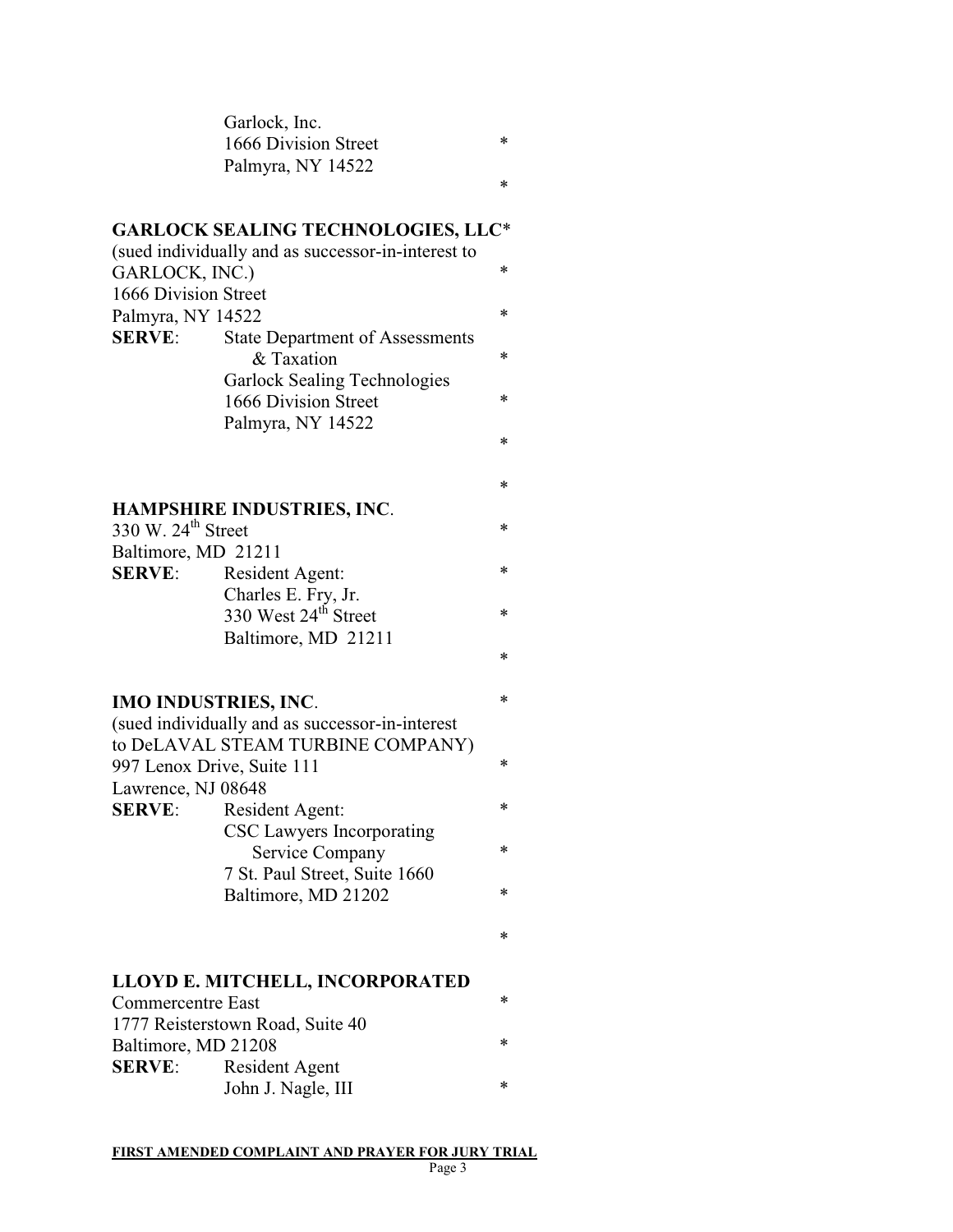Garlock, Inc.
1666 Division Street *
Palmyra, NY 14522
*

**GARLOCK SEALING TECHNOLOGIES, LLC***
(sued individually and as successor-in-interest to
GARLOCK, INC.) *
1666 Division Street
Palmyra, NY 14522 *
**SERVE**: State Department of Assessments
& Taxation *
Garlock Sealing Technologies
1666 Division Street *
Palmyra, NY 14522
*

*

**HAMPSHIRE INDUSTRIES, INC**.
330 W. 24th Street *
Baltimore, MD 21211
**SERVE**: Resident Agent: *
Charles E. Fry, Jr.
330 West 24th Street *
Baltimore, MD 21211
*

**IMO INDUSTRIES, INC**. *
(sued individually and as successor-in-interest
to DeLAVAL STEAM TURBINE COMPANY)
997 Lenox Drive, Suite 111 *
Lawrence, NJ 08648
**SERVE**: Resident Agent: *
CSC Lawyers Incorporating
Service Company *
7 St. Paul Street, Suite 1660
Baltimore, MD 21202 *

*

**LLOYD E. MITCHELL, INCORPORATED**
Commercentre East *
1777 Reisterstown Road, Suite 40
Baltimore, MD 21208 *
**SERVE**: Resident Agent
John J. Nagle, III *

**FIRST AMENDED COMPLAINT AND PRAYER FOR JURY TRIAL**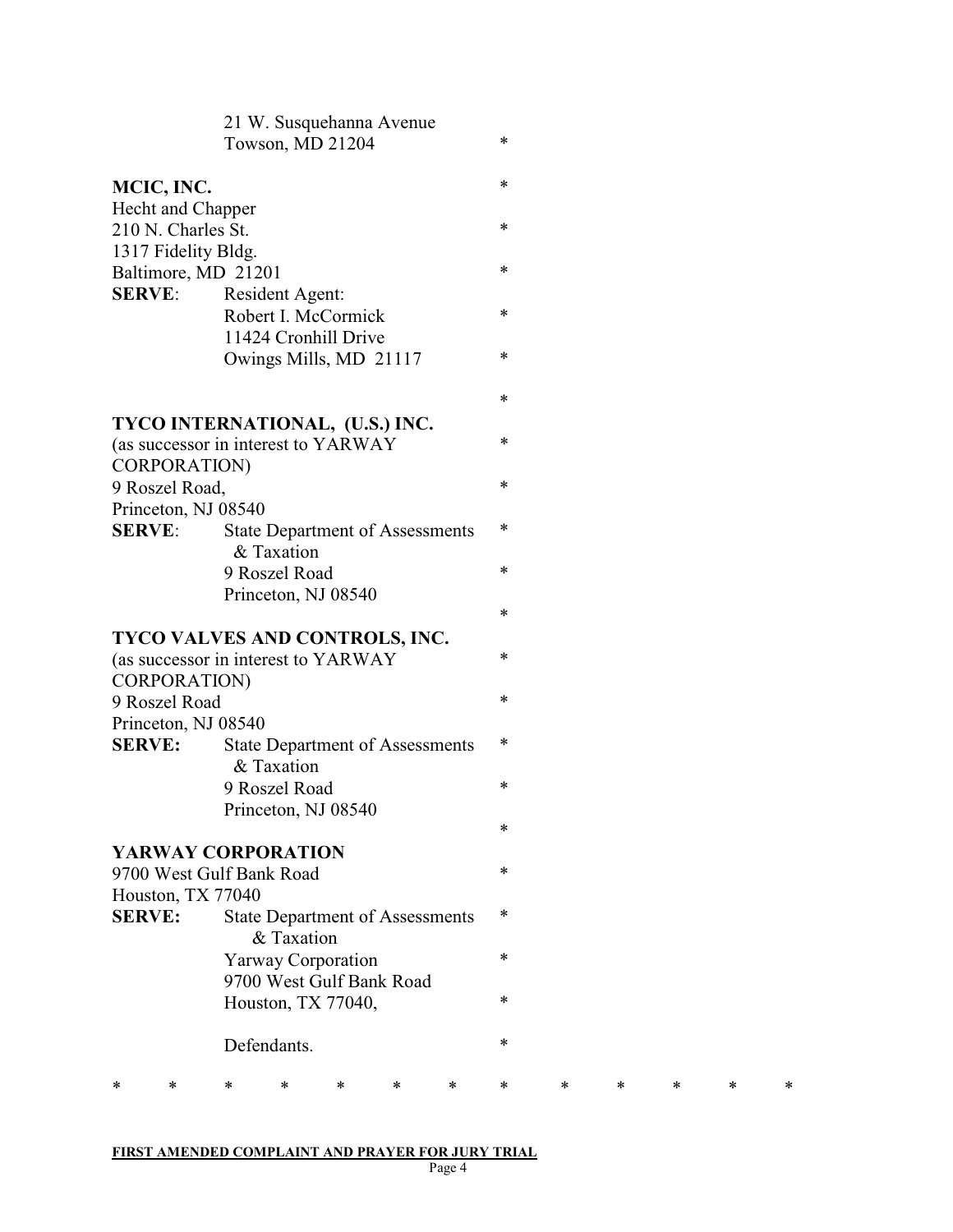21 W. Susquehanna Avenue
Towson, MD 21204 *

**MCIC, INC.** *
Hecht and Chapper
210 N. Charles St. *
1317 Fidelity Bldg.
Baltimore, MD 21201 *
**SERVE**: Resident Agent:
Robert I. McCormick *
11424 Cronhill Drive
Owings Mills, MD 21117 *

*

**TYCO INTERNATIONAL, (U.S.) INC.**
(as successor in interest to YARWAY *
CORPORATION)
9 Roszel Road, *
Princeton, NJ 08540
**SERVE**: State Department of Assessments *
& Taxation
9 Roszel Road *
Princeton, NJ 08540
*

**TYCO VALVES AND CONTROLS, INC.**
(as successor in interest to YARWAY *
CORPORATION)
9 Roszel Road *
Princeton, NJ 08540
**SERVE:** State Department of Assessments *
& Taxation
9 Roszel Road *
Princeton, NJ 08540
*

**YARWAY CORPORATION**
9700 West Gulf Bank Road *
Houston, TX 77040
**SERVE:** State Department of Assessments *
& Taxation
Yarway Corporation *
9700 West Gulf Bank Road
Houston, TX 77040, *

Defendants. *

\* \* \* \* \* \* \* \* \* \* \* \* \*

**FIRST AMENDED COMPLAINT AND PRAYER FOR JURY TRIAL**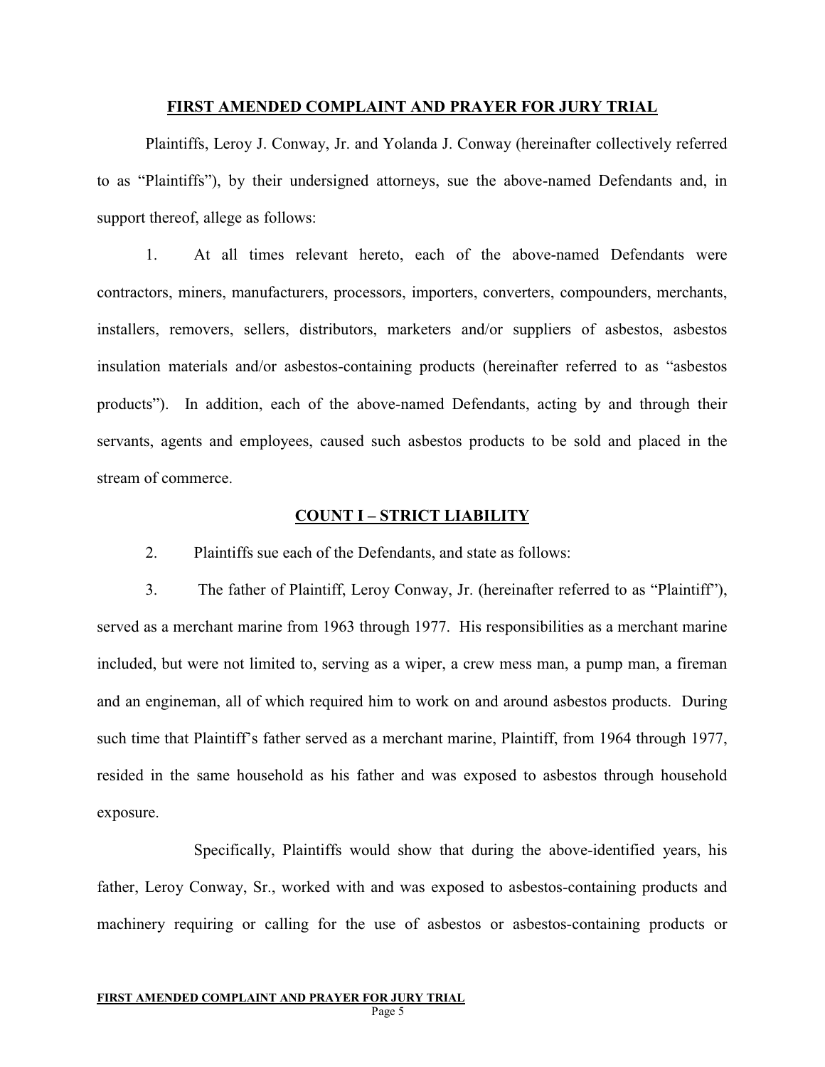**FIRST AMENDED COMPLAINT AND PRAYER FOR JURY TRIAL**

Plaintiffs, Leroy J. Conway, Jr. and Yolanda J. Conway (hereinafter collectively referred to as "Plaintiffs"), by their undersigned attorneys, sue the above-named Defendants and, in support thereof, allege as follows:

1. At all times relevant hereto, each of the above-named Defendants were contractors, miners, manufacturers, processors, importers, converters, compounders, merchants, installers, removers, sellers, distributors, marketers and/or suppliers of asbestos, asbestos insulation materials and/or asbestos-containing products (hereinafter referred to as "asbestos products"). In addition, each of the above-named Defendants, acting by and through their servants, agents and employees, caused such asbestos products to be sold and placed in the stream of commerce.

**COUNT I – STRICT LIABILITY**

2. Plaintiffs sue each of the Defendants, and state as follows:

3. The father of Plaintiff, Leroy Conway, Jr. (hereinafter referred to as "Plaintiff"), served as a merchant marine from 1963 through 1977. His responsibilities as a merchant marine included, but were not limited to, serving as a wiper, a crew mess man, a pump man, a fireman and an engineman, all of which required him to work on and around asbestos products. During such time that Plaintiff's father served as a merchant marine, Plaintiff, from 1964 through 1977, resided in the same household as his father and was exposed to asbestos through household exposure.

Specifically, Plaintiffs would show that during the above-identified years, his father, Leroy Conway, Sr., worked with and was exposed to asbestos-containing products and machinery requiring or calling for the use of asbestos or asbestos-containing products or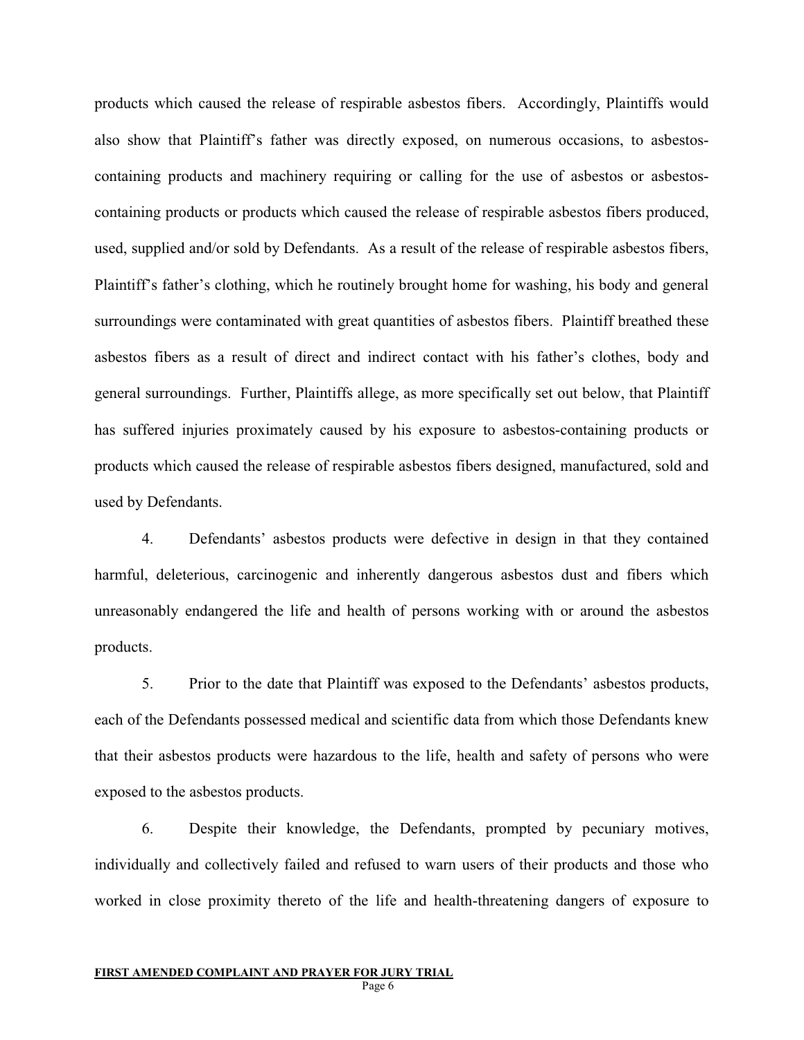products which caused the release of respirable asbestos fibers. Accordingly, Plaintiffs would also show that Plaintiff's father was directly exposed, on numerous occasions, to asbestos-containing products and machinery requiring or calling for the use of asbestos or asbestos-containing products or products which caused the release of respirable asbestos fibers produced, used, supplied and/or sold by Defendants. As a result of the release of respirable asbestos fibers, Plaintiff's father's clothing, which he routinely brought home for washing, his body and general surroundings were contaminated with great quantities of asbestos fibers. Plaintiff breathed these asbestos fibers as a result of direct and indirect contact with his father's clothes, body and general surroundings. Further, Plaintiffs allege, as more specifically set out below, that Plaintiff has suffered injuries proximately caused by his exposure to asbestos-containing products or products which caused the release of respirable asbestos fibers designed, manufactured, sold and used by Defendants.

4. Defendants' asbestos products were defective in design in that they contained harmful, deleterious, carcinogenic and inherently dangerous asbestos dust and fibers which unreasonably endangered the life and health of persons working with or around the asbestos products.

5. Prior to the date that Plaintiff was exposed to the Defendants' asbestos products, each of the Defendants possessed medical and scientific data from which those Defendants knew that their asbestos products were hazardous to the life, health and safety of persons who were exposed to the asbestos products.

6. Despite their knowledge, the Defendants, prompted by pecuniary motives, individually and collectively failed and refused to warn users of their products and those who worked in close proximity thereto of the life and health-threatening dangers of exposure to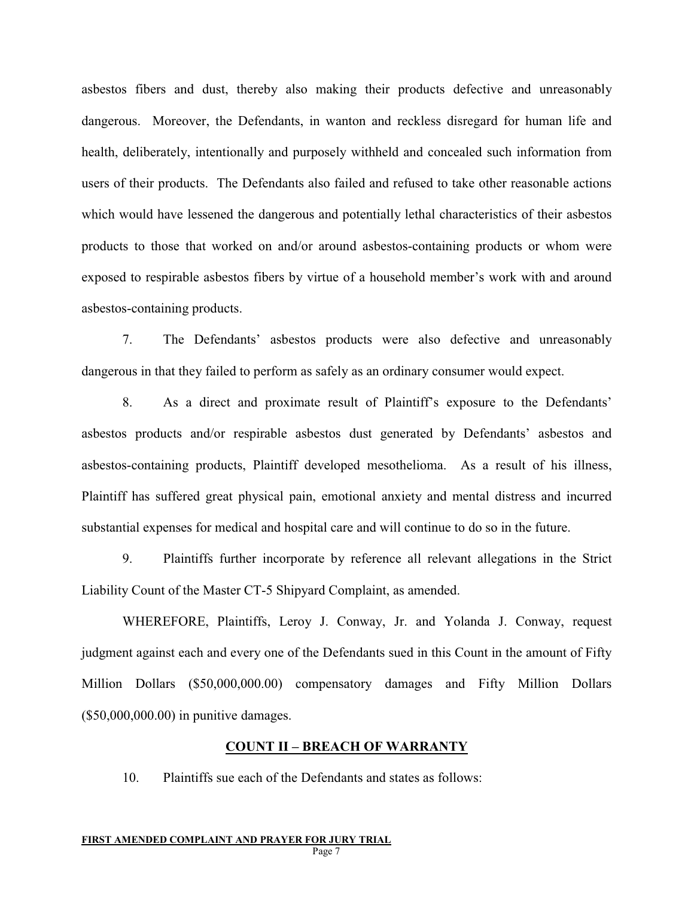asbestos fibers and dust, thereby also making their products defective and unreasonably dangerous. Moreover, the Defendants, in wanton and reckless disregard for human life and health, deliberately, intentionally and purposely withheld and concealed such information from users of their products. The Defendants also failed and refused to take other reasonable actions which would have lessened the dangerous and potentially lethal characteristics of their asbestos products to those that worked on and/or around asbestos-containing products or whom were exposed to respirable asbestos fibers by virtue of a household member's work with and around asbestos-containing products.

7. The Defendants' asbestos products were also defective and unreasonably dangerous in that they failed to perform as safely as an ordinary consumer would expect.

8. As a direct and proximate result of Plaintiff's exposure to the Defendants' asbestos products and/or respirable asbestos dust generated by Defendants' asbestos and asbestos-containing products, Plaintiff developed mesothelioma. As a result of his illness, Plaintiff has suffered great physical pain, emotional anxiety and mental distress and incurred substantial expenses for medical and hospital care and will continue to do so in the future.

9. Plaintiffs further incorporate by reference all relevant allegations in the Strict Liability Count of the Master CT-5 Shipyard Complaint, as amended.

WHEREFORE, Plaintiffs, Leroy J. Conway, Jr. and Yolanda J. Conway, request judgment against each and every one of the Defendants sued in this Count in the amount of Fifty Million Dollars ($50,000,000.00) compensatory damages and Fifty Million Dollars ($50,000,000.00) in punitive damages.

## COUNT II – BREACH OF WARRANTY

10. Plaintiffs sue each of the Defendants and states as follows: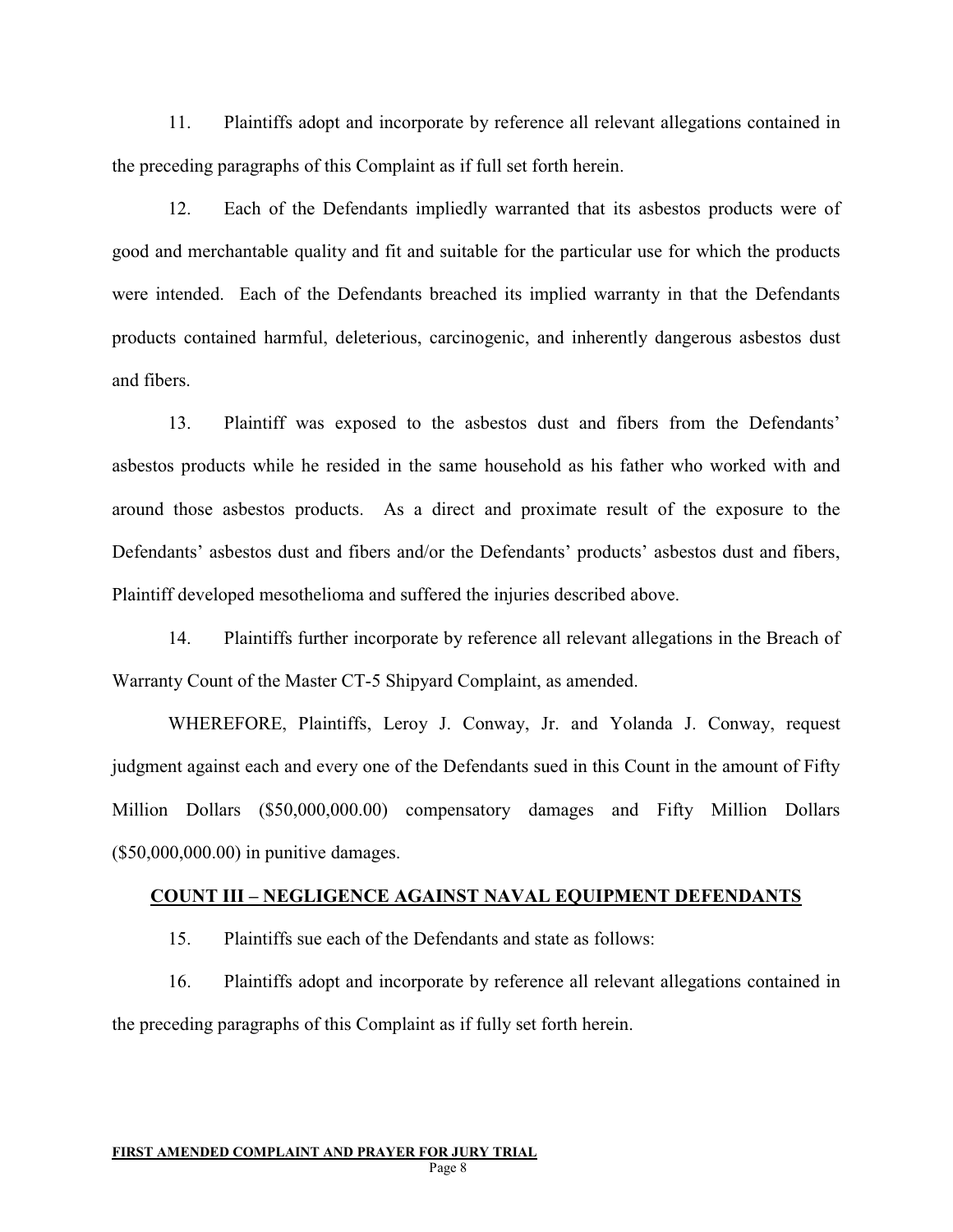11. Plaintiffs adopt and incorporate by reference all relevant allegations contained in the preceding paragraphs of this Complaint as if full set forth herein.

12. Each of the Defendants impliedly warranted that its asbestos products were of good and merchantable quality and fit and suitable for the particular use for which the products were intended. Each of the Defendants breached its implied warranty in that the Defendants products contained harmful, deleterious, carcinogenic, and inherently dangerous asbestos dust and fibers.

13. Plaintiff was exposed to the asbestos dust and fibers from the Defendants' asbestos products while he resided in the same household as his father who worked with and around those asbestos products. As a direct and proximate result of the exposure to the Defendants' asbestos dust and fibers and/or the Defendants' products' asbestos dust and fibers, Plaintiff developed mesothelioma and suffered the injuries described above.

14. Plaintiffs further incorporate by reference all relevant allegations in the Breach of Warranty Count of the Master CT-5 Shipyard Complaint, as amended.

WHEREFORE, Plaintiffs, Leroy J. Conway, Jr. and Yolanda J. Conway, request judgment against each and every one of the Defendants sued in this Count in the amount of Fifty Million Dollars ($50,000,000.00) compensatory damages and Fifty Million Dollars ($50,000,000.00) in punitive damages.

## COUNT III – NEGLIGENCE AGAINST NAVAL EQUIPMENT DEFENDANTS

15. Plaintiffs sue each of the Defendants and state as follows:

16. Plaintiffs adopt and incorporate by reference all relevant allegations contained in the preceding paragraphs of this Complaint as if fully set forth herein.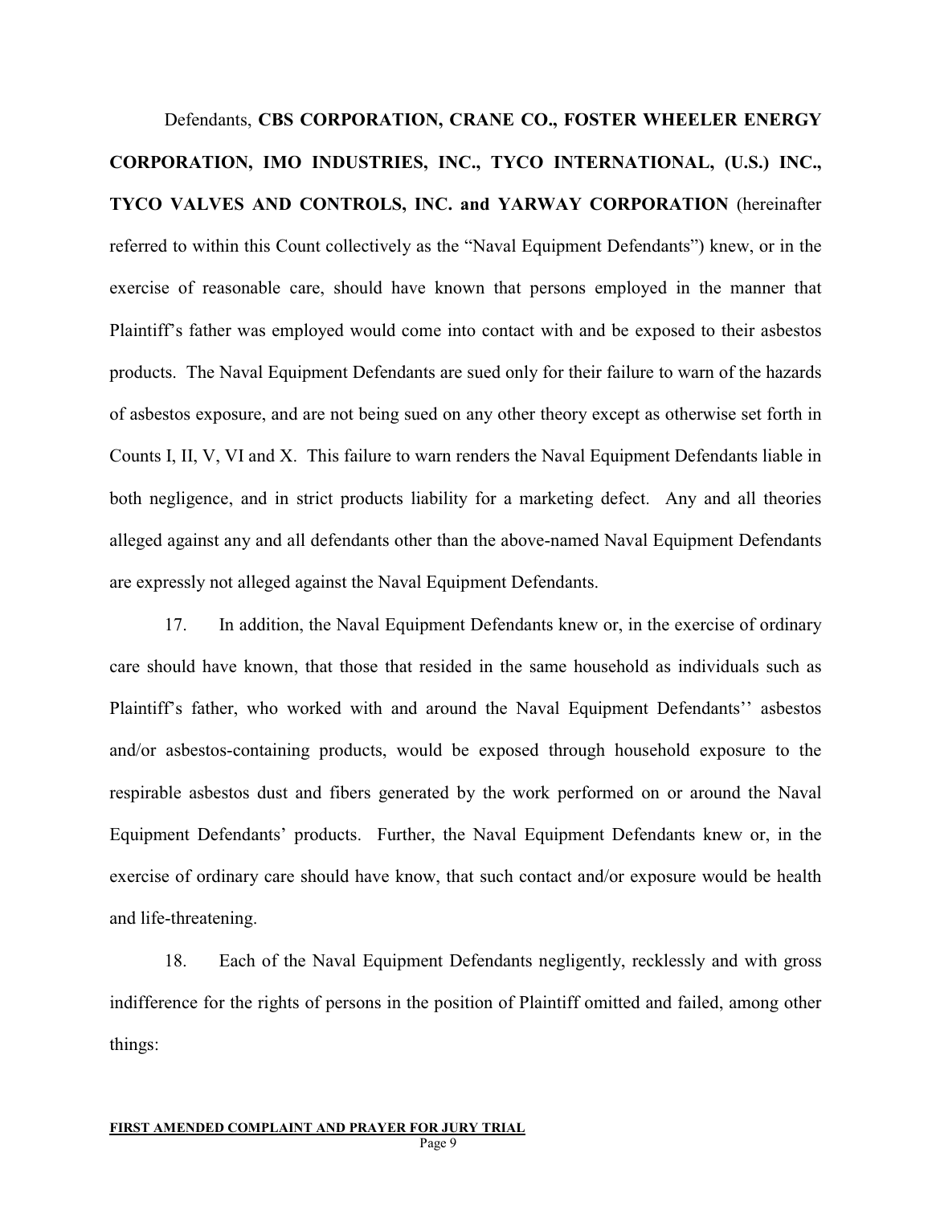Defendants, **CBS CORPORATION, CRANE CO., FOSTER WHEELER ENERGY CORPORATION, IMO INDUSTRIES, INC., TYCO INTERNATIONAL, (U.S.) INC., TYCO VALVES AND CONTROLS, INC. and YARWAY CORPORATION** (hereinafter referred to within this Count collectively as the "Naval Equipment Defendants") knew, or in the exercise of reasonable care, should have known that persons employed in the manner that Plaintiff's father was employed would come into contact with and be exposed to their asbestos products. The Naval Equipment Defendants are sued only for their failure to warn of the hazards of asbestos exposure, and are not being sued on any other theory except as otherwise set forth in Counts I, II, V, VI and X. This failure to warn renders the Naval Equipment Defendants liable in both negligence, and in strict products liability for a marketing defect. Any and all theories alleged against any and all defendants other than the above-named Naval Equipment Defendants are expressly not alleged against the Naval Equipment Defendants.

17. In addition, the Naval Equipment Defendants knew or, in the exercise of ordinary care should have known, that those that resided in the same household as individuals such as Plaintiff's father, who worked with and around the Naval Equipment Defendants'' asbestos and/or asbestos-containing products, would be exposed through household exposure to the respirable asbestos dust and fibers generated by the work performed on or around the Naval Equipment Defendants' products. Further, the Naval Equipment Defendants knew or, in the exercise of ordinary care should have know, that such contact and/or exposure would be health and life-threatening.

18. Each of the Naval Equipment Defendants negligently, recklessly and with gross indifference for the rights of persons in the position of Plaintiff omitted and failed, among other things:

**FIRST AMENDED COMPLAINT AND PRAYER FOR JURY TRIAL**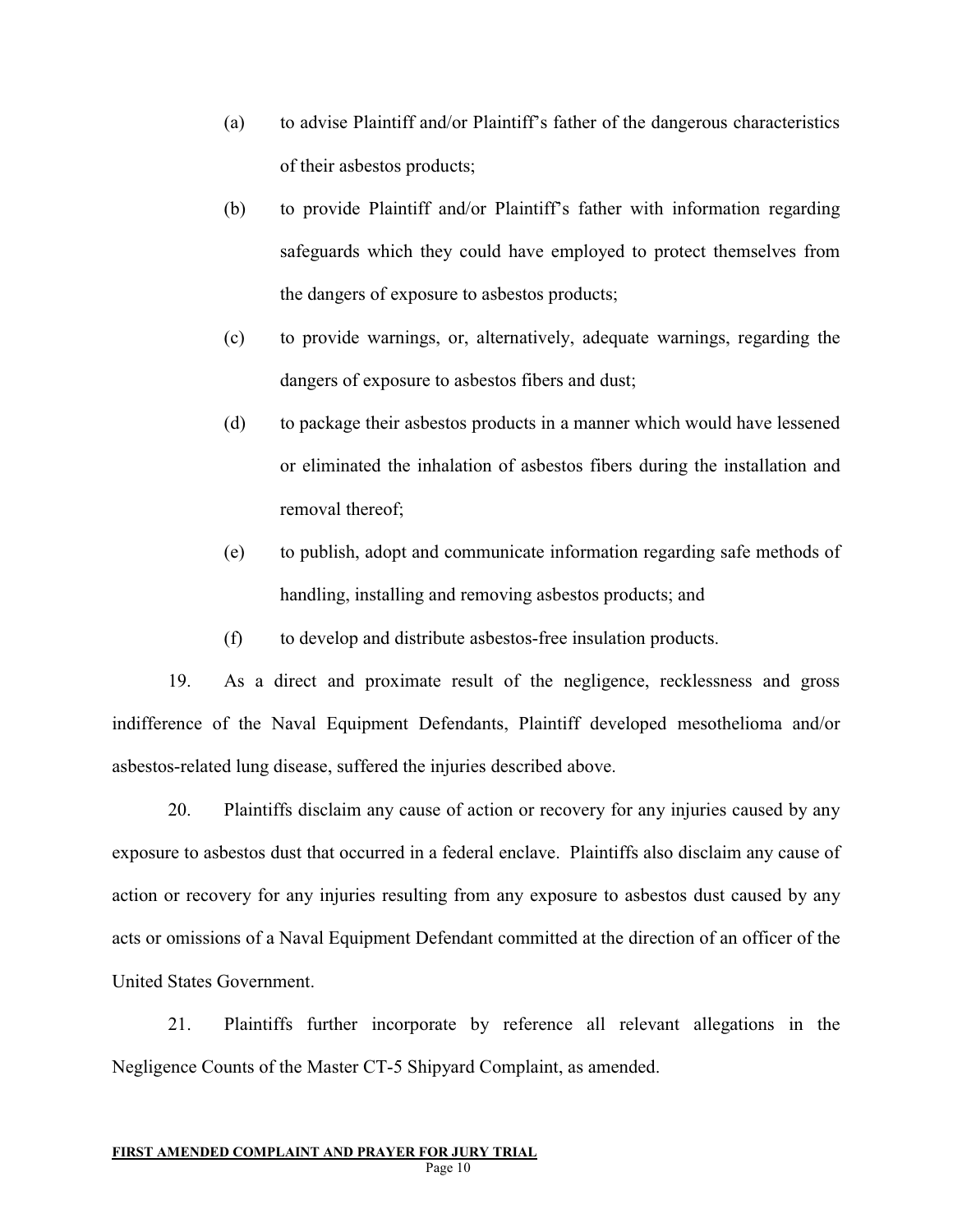(a) to advise Plaintiff and/or Plaintiff's father of the dangerous characteristics of their asbestos products;

(b) to provide Plaintiff and/or Plaintiff's father with information regarding safeguards which they could have employed to protect themselves from the dangers of exposure to asbestos products;

(c) to provide warnings, or, alternatively, adequate warnings, regarding the dangers of exposure to asbestos fibers and dust;

(d) to package their asbestos products in a manner which would have lessened or eliminated the inhalation of asbestos fibers during the installation and removal thereof;

(e) to publish, adopt and communicate information regarding safe methods of handling, installing and removing asbestos products; and

(f) to develop and distribute asbestos-free insulation products.

19. As a direct and proximate result of the negligence, recklessness and gross indifference of the Naval Equipment Defendants, Plaintiff developed mesothelioma and/or asbestos-related lung disease, suffered the injuries described above.

20. Plaintiffs disclaim any cause of action or recovery for any injuries caused by any exposure to asbestos dust that occurred in a federal enclave. Plaintiffs also disclaim any cause of action or recovery for any injuries resulting from any exposure to asbestos dust caused by any acts or omissions of a Naval Equipment Defendant committed at the direction of an officer of the United States Government.

21. Plaintiffs further incorporate by reference all relevant allegations in the Negligence Counts of the Master CT-5 Shipyard Complaint, as amended.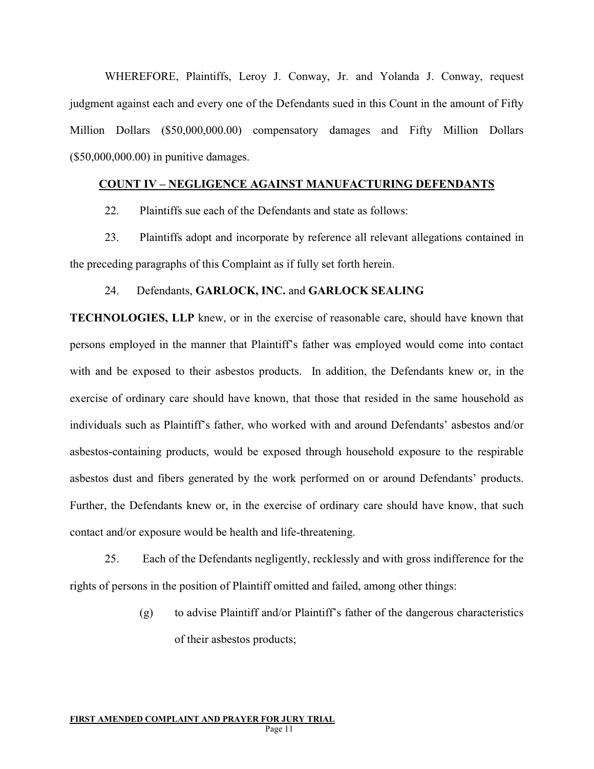WHEREFORE, Plaintiffs, Leroy J. Conway, Jr. and Yolanda J. Conway, request judgment against each and every one of the Defendants sued in this Count in the amount of Fifty Million Dollars ($50,000,000.00) compensatory damages and Fifty Million Dollars ($50,000,000.00) in punitive damages.

## COUNT IV – NEGLIGENCE AGAINST MANUFACTURING DEFENDANTS

22. Plaintiffs sue each of the Defendants and state as follows:

23. Plaintiffs adopt and incorporate by reference all relevant allegations contained in the preceding paragraphs of this Complaint as if fully set forth herein.

24. Defendants, **GARLOCK, INC.** and **GARLOCK SEALING TECHNOLOGIES, LLP** knew, or in the exercise of reasonable care, should have known that persons employed in the manner that Plaintiff's father was employed would come into contact with and be exposed to their asbestos products. In addition, the Defendants knew or, in the exercise of ordinary care should have known, that those that resided in the same household as individuals such as Plaintiff's father, who worked with and around Defendants' asbestos and/or asbestos-containing products, would be exposed through household exposure to the respirable asbestos dust and fibers generated by the work performed on or around Defendants' products. Further, the Defendants knew or, in the exercise of ordinary care should have know, that such contact and/or exposure would be health and life-threatening.

25. Each of the Defendants negligently, recklessly and with gross indifference for the rights of persons in the position of Plaintiff omitted and failed, among other things:

(g) to advise Plaintiff and/or Plaintiff's father of the dangerous characteristics of their asbestos products;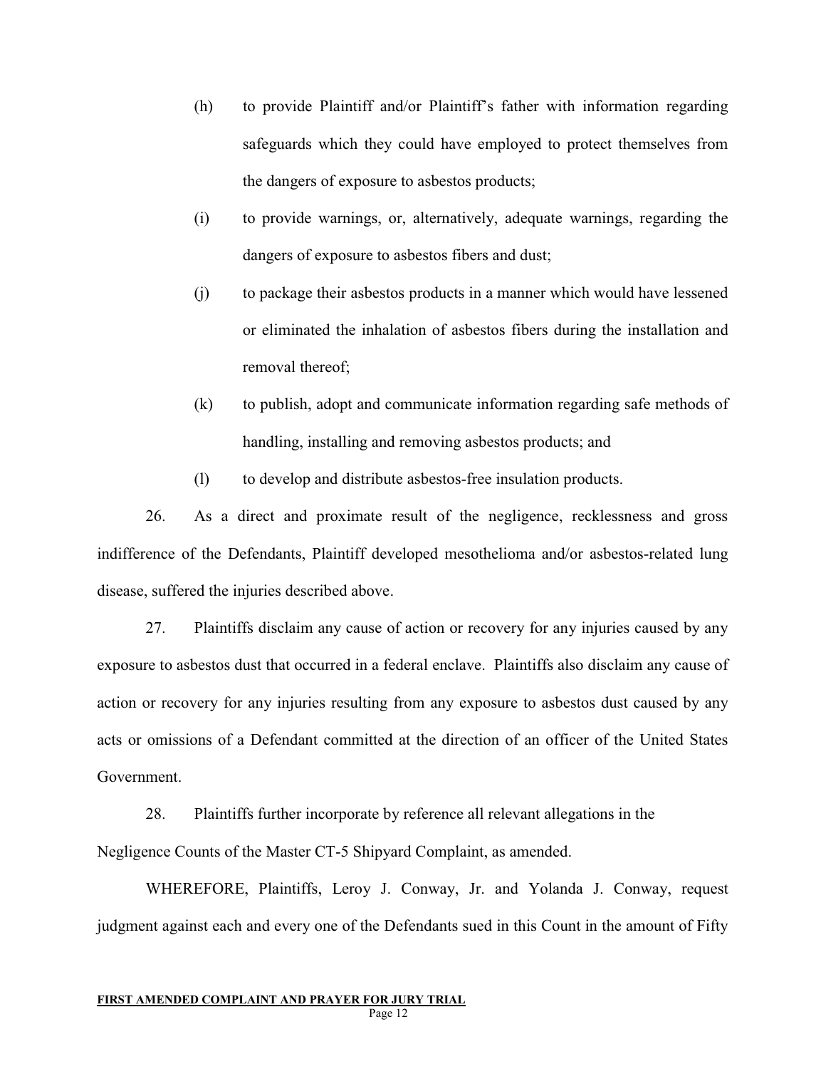(h) to provide Plaintiff and/or Plaintiff's father with information regarding safeguards which they could have employed to protect themselves from the dangers of exposure to asbestos products;

(i) to provide warnings, or, alternatively, adequate warnings, regarding the dangers of exposure to asbestos fibers and dust;

(j) to package their asbestos products in a manner which would have lessened or eliminated the inhalation of asbestos fibers during the installation and removal thereof;

(k) to publish, adopt and communicate information regarding safe methods of handling, installing and removing asbestos products; and

(l) to develop and distribute asbestos-free insulation products.

26. As a direct and proximate result of the negligence, recklessness and gross indifference of the Defendants, Plaintiff developed mesothelioma and/or asbestos-related lung disease, suffered the injuries described above.

27. Plaintiffs disclaim any cause of action or recovery for any injuries caused by any exposure to asbestos dust that occurred in a federal enclave. Plaintiffs also disclaim any cause of action or recovery for any injuries resulting from any exposure to asbestos dust caused by any acts or omissions of a Defendant committed at the direction of an officer of the United States Government.

28. Plaintiffs further incorporate by reference all relevant allegations in the Negligence Counts of the Master CT-5 Shipyard Complaint, as amended.

WHEREFORE, Plaintiffs, Leroy J. Conway, Jr. and Yolanda J. Conway, request judgment against each and every one of the Defendants sued in this Count in the amount of Fifty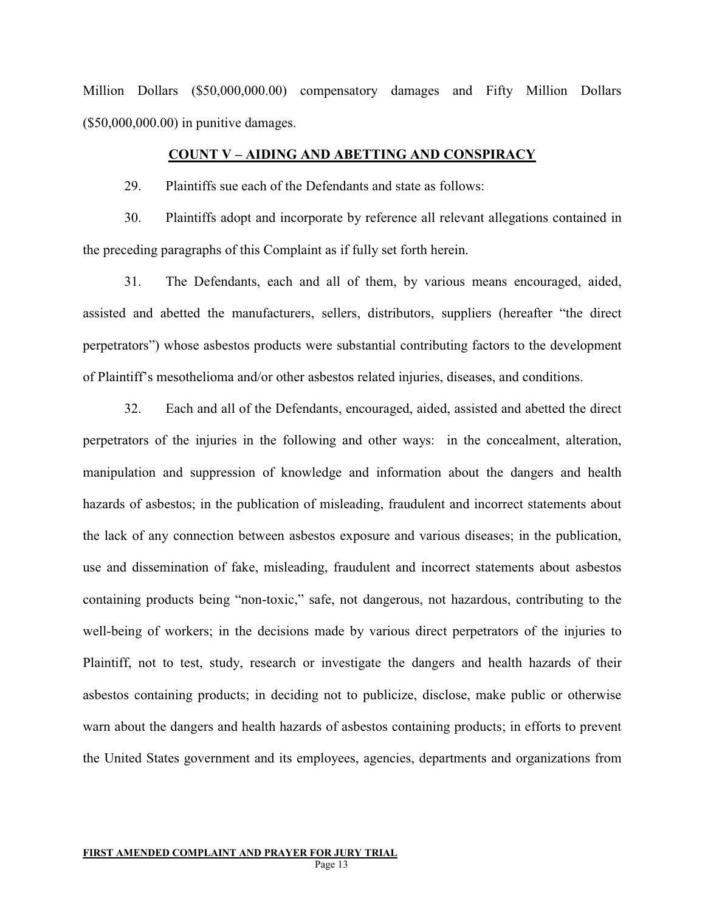Million Dollars ($50,000,000.00) compensatory damages and Fifty Million Dollars ($50,000,000.00) in punitive damages.

## COUNT V – AIDING AND ABETTING AND CONSPIRACY

29. Plaintiffs sue each of the Defendants and state as follows:

30. Plaintiffs adopt and incorporate by reference all relevant allegations contained in the preceding paragraphs of this Complaint as if fully set forth herein.

31. The Defendants, each and all of them, by various means encouraged, aided, assisted and abetted the manufacturers, sellers, distributors, suppliers (hereafter "the direct perpetrators") whose asbestos products were substantial contributing factors to the development of Plaintiff's mesothelioma and/or other asbestos related injuries, diseases, and conditions.

32. Each and all of the Defendants, encouraged, aided, assisted and abetted the direct perpetrators of the injuries in the following and other ways: in the concealment, alteration, manipulation and suppression of knowledge and information about the dangers and health hazards of asbestos; in the publication of misleading, fraudulent and incorrect statements about the lack of any connection between asbestos exposure and various diseases; in the publication, use and dissemination of fake, misleading, fraudulent and incorrect statements about asbestos containing products being "non-toxic," safe, not dangerous, not hazardous, contributing to the well-being of workers; in the decisions made by various direct perpetrators of the injuries to Plaintiff, not to test, study, research or investigate the dangers and health hazards of their asbestos containing products; in deciding not to publicize, disclose, make public or otherwise warn about the dangers and health hazards of asbestos containing products; in efforts to prevent the United States government and its employees, agencies, departments and organizations from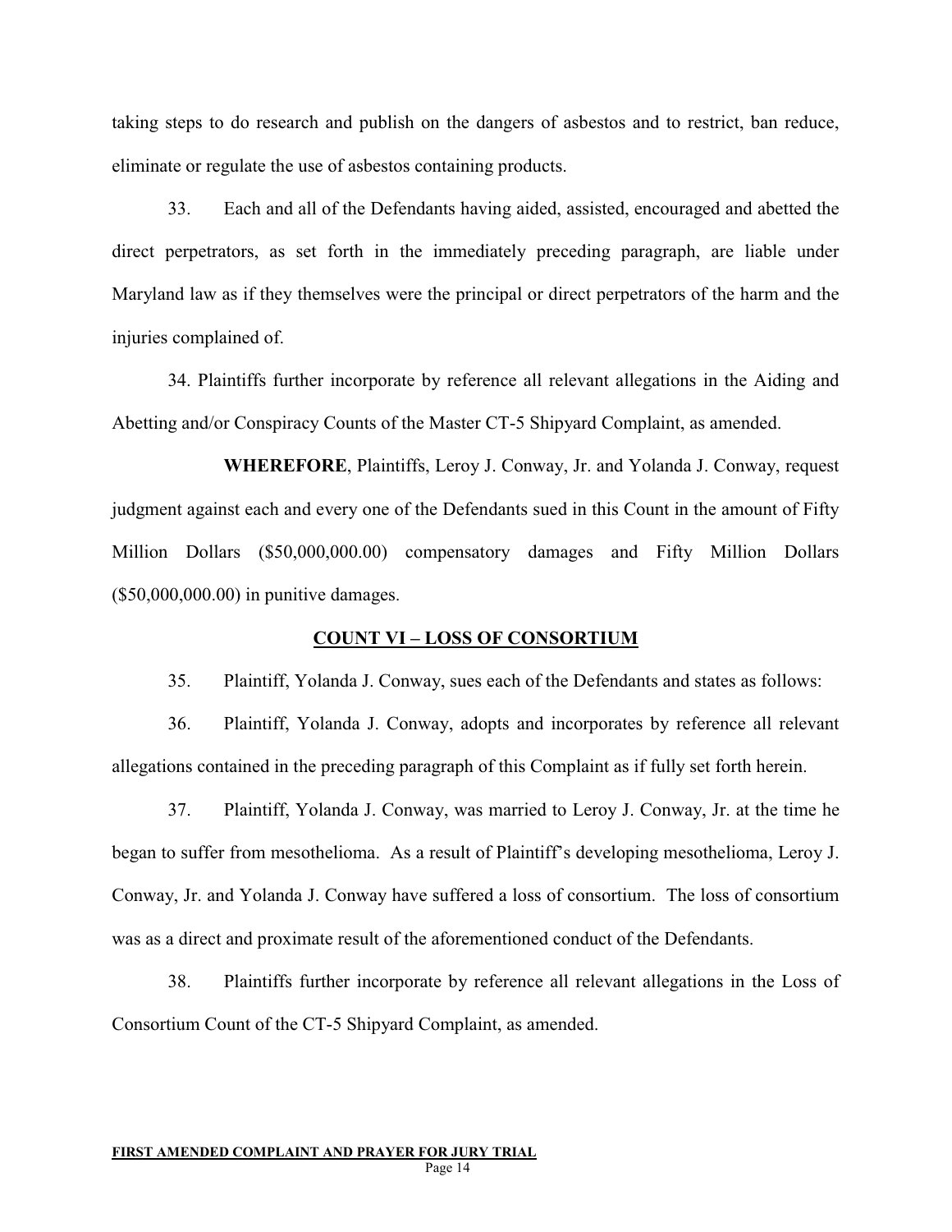taking steps to do research and publish on the dangers of asbestos and to restrict, ban reduce, eliminate or regulate the use of asbestos containing products.

33. Each and all of the Defendants having aided, assisted, encouraged and abetted the direct perpetrators, as set forth in the immediately preceding paragraph, are liable under Maryland law as if they themselves were the principal or direct perpetrators of the harm and the injuries complained of.

34. Plaintiffs further incorporate by reference all relevant allegations in the Aiding and Abetting and/or Conspiracy Counts of the Master CT-5 Shipyard Complaint, as amended.

**WHEREFORE**, Plaintiffs, Leroy J. Conway, Jr. and Yolanda J. Conway, request judgment against each and every one of the Defendants sued in this Count in the amount of Fifty Million Dollars ($50,000,000.00) compensatory damages and Fifty Million Dollars ($50,000,000.00) in punitive damages.

## COUNT VI – LOSS OF CONSORTIUM

35. Plaintiff, Yolanda J. Conway, sues each of the Defendants and states as follows:

36. Plaintiff, Yolanda J. Conway, adopts and incorporates by reference all relevant allegations contained in the preceding paragraph of this Complaint as if fully set forth herein.

37. Plaintiff, Yolanda J. Conway, was married to Leroy J. Conway, Jr. at the time he began to suffer from mesothelioma. As a result of Plaintiff's developing mesothelioma, Leroy J. Conway, Jr. and Yolanda J. Conway have suffered a loss of consortium. The loss of consortium was as a direct and proximate result of the aforementioned conduct of the Defendants.

38. Plaintiffs further incorporate by reference all relevant allegations in the Loss of Consortium Count of the CT-5 Shipyard Complaint, as amended.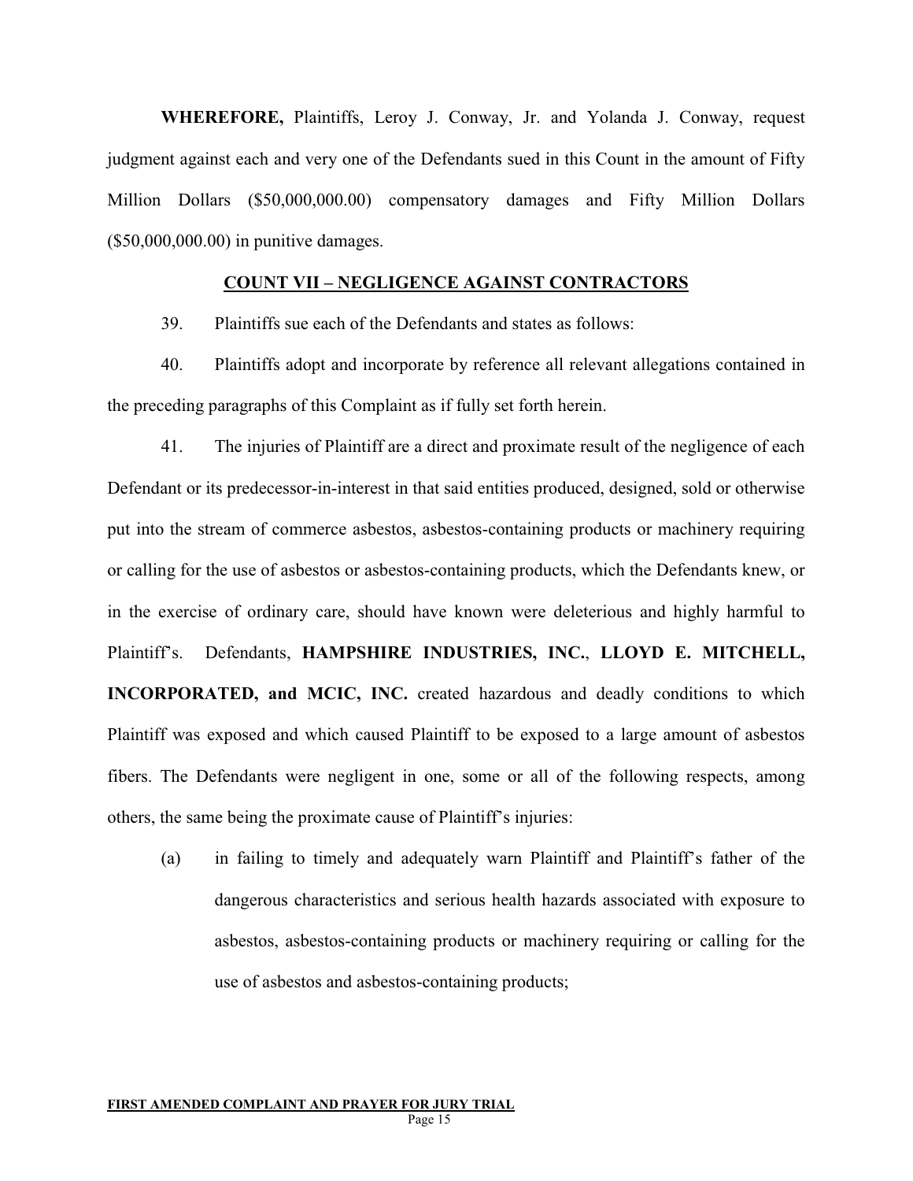**WHEREFORE,** Plaintiffs, Leroy J. Conway, Jr. and Yolanda J. Conway, request judgment against each and very one of the Defendants sued in this Count in the amount of Fifty Million Dollars ($50,000,000.00) compensatory damages and Fifty Million Dollars ($50,000,000.00) in punitive damages.

**COUNT VII – NEGLIGENCE AGAINST CONTRACTORS**

39. Plaintiffs sue each of the Defendants and states as follows:

40. Plaintiffs adopt and incorporate by reference all relevant allegations contained in the preceding paragraphs of this Complaint as if fully set forth herein.

41. The injuries of Plaintiff are a direct and proximate result of the negligence of each Defendant or its predecessor-in-interest in that said entities produced, designed, sold or otherwise put into the stream of commerce asbestos, asbestos-containing products or machinery requiring or calling for the use of asbestos or asbestos-containing products, which the Defendants knew, or in the exercise of ordinary care, should have known were deleterious and highly harmful to Plaintiff's. Defendants, **HAMPSHIRE INDUSTRIES, INC.**, **LLOYD E. MITCHELL, INCORPORATED, and MCIC, INC.** created hazardous and deadly conditions to which Plaintiff was exposed and which caused Plaintiff to be exposed to a large amount of asbestos fibers. The Defendants were negligent in one, some or all of the following respects, among others, the same being the proximate cause of Plaintiff's injuries:

(a) in failing to timely and adequately warn Plaintiff and Plaintiff's father of the dangerous characteristics and serious health hazards associated with exposure to asbestos, asbestos-containing products or machinery requiring or calling for the use of asbestos and asbestos-containing products;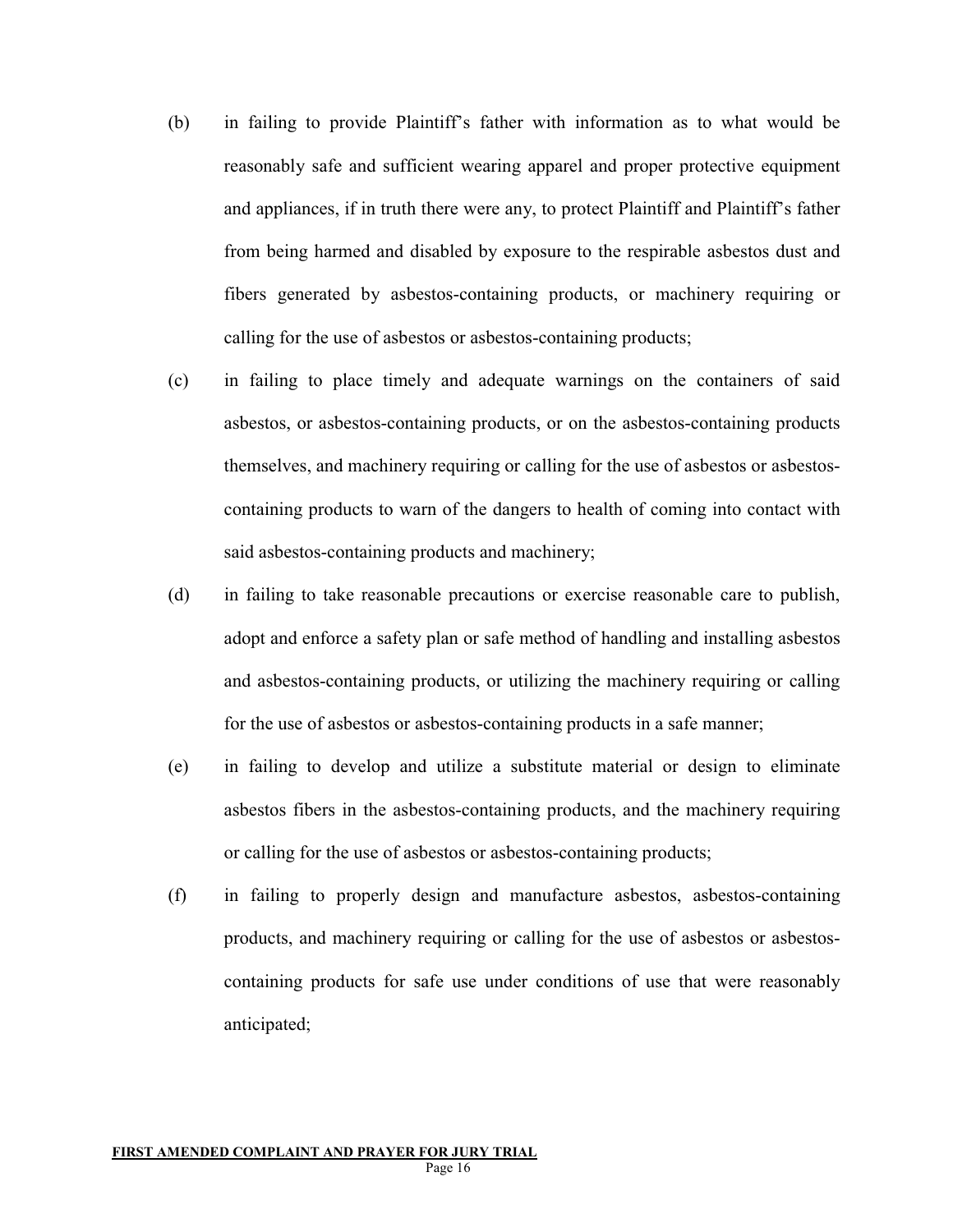(b) in failing to provide Plaintiff's father with information as to what would be reasonably safe and sufficient wearing apparel and proper protective equipment and appliances, if in truth there were any, to protect Plaintiff and Plaintiff's father from being harmed and disabled by exposure to the respirable asbestos dust and fibers generated by asbestos-containing products, or machinery requiring or calling for the use of asbestos or asbestos-containing products;

(c) in failing to place timely and adequate warnings on the containers of said asbestos, or asbestos-containing products, or on the asbestos-containing products themselves, and machinery requiring or calling for the use of asbestos or asbestos-containing products to warn of the dangers to health of coming into contact with said asbestos-containing products and machinery;

(d) in failing to take reasonable precautions or exercise reasonable care to publish, adopt and enforce a safety plan or safe method of handling and installing asbestos and asbestos-containing products, or utilizing the machinery requiring or calling for the use of asbestos or asbestos-containing products in a safe manner;

(e) in failing to develop and utilize a substitute material or design to eliminate asbestos fibers in the asbestos-containing products, and the machinery requiring or calling for the use of asbestos or asbestos-containing products;

(f) in failing to properly design and manufacture asbestos, asbestos-containing products, and machinery requiring or calling for the use of asbestos or asbestos-containing products for safe use under conditions of use that were reasonably anticipated;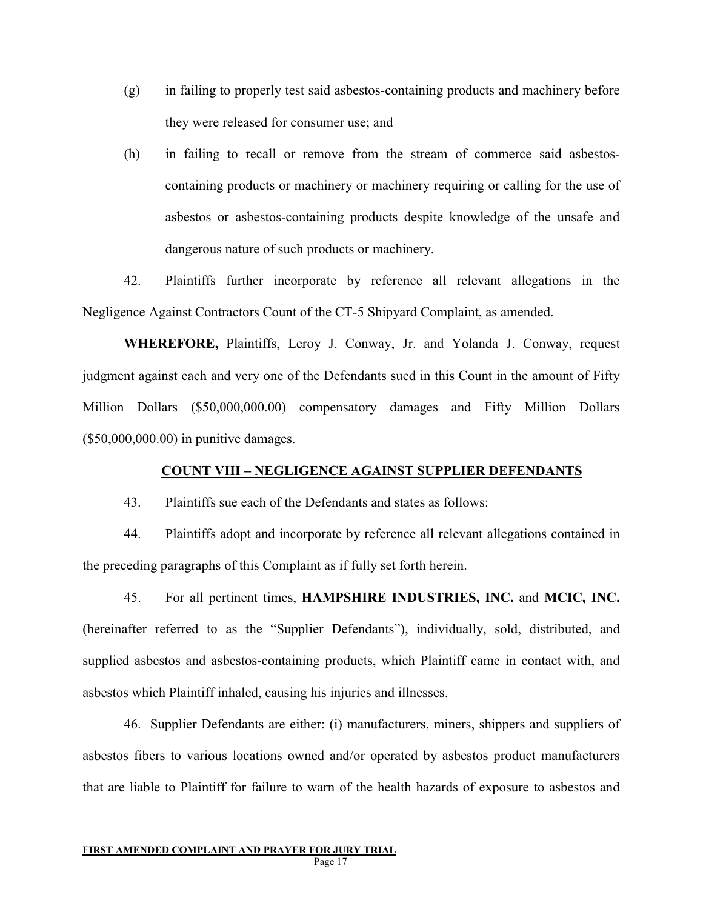(g) in failing to properly test said asbestos-containing products and machinery before they were released for consumer use; and

(h) in failing to recall or remove from the stream of commerce said asbestos-containing products or machinery or machinery requiring or calling for the use of asbestos or asbestos-containing products despite knowledge of the unsafe and dangerous nature of such products or machinery.

42. Plaintiffs further incorporate by reference all relevant allegations in the Negligence Against Contractors Count of the CT-5 Shipyard Complaint, as amended.

**WHEREFORE,** Plaintiffs, Leroy J. Conway, Jr. and Yolanda J. Conway, request judgment against each and very one of the Defendants sued in this Count in the amount of Fifty Million Dollars ($50,000,000.00) compensatory damages and Fifty Million Dollars ($50,000,000.00) in punitive damages.

## COUNT VIII – NEGLIGENCE AGAINST SUPPLIER DEFENDANTS

43. Plaintiffs sue each of the Defendants and states as follows:

44. Plaintiffs adopt and incorporate by reference all relevant allegations contained in the preceding paragraphs of this Complaint as if fully set forth herein.

45. For all pertinent times, **HAMPSHIRE INDUSTRIES, INC.** and **MCIC, INC.** (hereinafter referred to as the "Supplier Defendants"), individually, sold, distributed, and supplied asbestos and asbestos-containing products, which Plaintiff came in contact with, and asbestos which Plaintiff inhaled, causing his injuries and illnesses.

46. Supplier Defendants are either: (i) manufacturers, miners, shippers and suppliers of asbestos fibers to various locations owned and/or operated by asbestos product manufacturers that are liable to Plaintiff for failure to warn of the health hazards of exposure to asbestos and

**FIRST AMENDED COMPLAINT AND PRAYER FOR JURY TRIAL**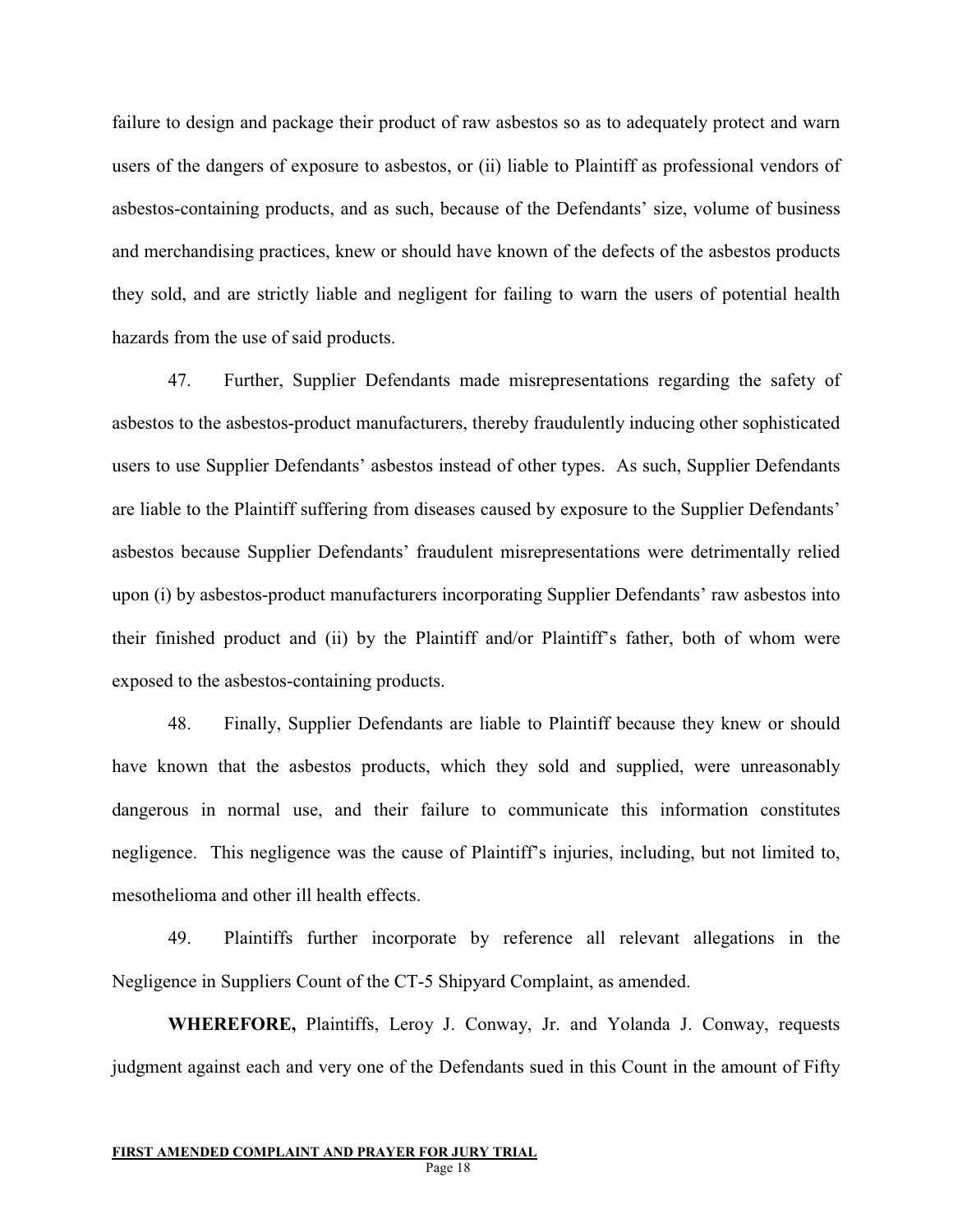failure to design and package their product of raw asbestos so as to adequately protect and warn users of the dangers of exposure to asbestos, or (ii) liable to Plaintiff as professional vendors of asbestos-containing products, and as such, because of the Defendants' size, volume of business and merchandising practices, knew or should have known of the defects of the asbestos products they sold, and are strictly liable and negligent for failing to warn the users of potential health hazards from the use of said products.

47. Further, Supplier Defendants made misrepresentations regarding the safety of asbestos to the asbestos-product manufacturers, thereby fraudulently inducing other sophisticated users to use Supplier Defendants' asbestos instead of other types. As such, Supplier Defendants are liable to the Plaintiff suffering from diseases caused by exposure to the Supplier Defendants' asbestos because Supplier Defendants' fraudulent misrepresentations were detrimentally relied upon (i) by asbestos-product manufacturers incorporating Supplier Defendants' raw asbestos into their finished product and (ii) by the Plaintiff and/or Plaintiff's father, both of whom were exposed to the asbestos-containing products.

48. Finally, Supplier Defendants are liable to Plaintiff because they knew or should have known that the asbestos products, which they sold and supplied, were unreasonably dangerous in normal use, and their failure to communicate this information constitutes negligence. This negligence was the cause of Plaintiff's injuries, including, but not limited to, mesothelioma and other ill health effects.

49. Plaintiffs further incorporate by reference all relevant allegations in the Negligence in Suppliers Count of the CT-5 Shipyard Complaint, as amended.

**WHEREFORE,** Plaintiffs, Leroy J. Conway, Jr. and Yolanda J. Conway, requests judgment against each and very one of the Defendants sued in this Count in the amount of Fifty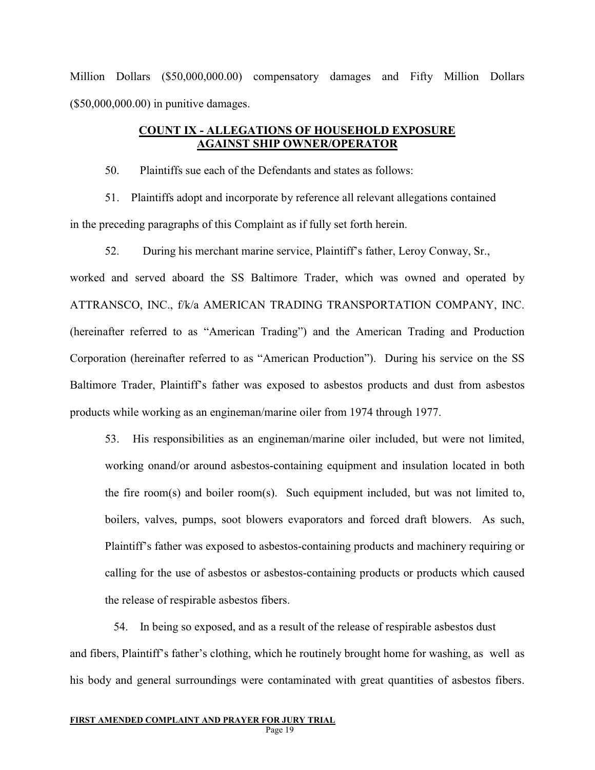Million Dollars ($50,000,000.00) compensatory damages and Fifty Million Dollars ($50,000,000.00) in punitive damages.

**COUNT IX - ALLEGATIONS OF HOUSEHOLD EXPOSURE AGAINST SHIP OWNER/OPERATOR**

50. Plaintiffs sue each of the Defendants and states as follows:

51. Plaintiffs adopt and incorporate by reference all relevant allegations contained in the preceding paragraphs of this Complaint as if fully set forth herein.

52. During his merchant marine service, Plaintiff's father, Leroy Conway, Sr., worked and served aboard the SS Baltimore Trader, which was owned and operated by ATTRANSCO, INC., f/k/a AMERICAN TRADING TRANSPORTATION COMPANY, INC. (hereinafter referred to as "American Trading") and the American Trading and Production Corporation (hereinafter referred to as "American Production"). During his service on the SS Baltimore Trader, Plaintiff's father was exposed to asbestos products and dust from asbestos products while working as an engineman/marine oiler from 1974 through 1977.

53. His responsibilities as an engineman/marine oiler included, but were not limited, working onand/or around asbestos-containing equipment and insulation located in both the fire room(s) and boiler room(s). Such equipment included, but was not limited to, boilers, valves, pumps, soot blowers evaporators and forced draft blowers. As such, Plaintiff's father was exposed to asbestos-containing products and machinery requiring or calling for the use of asbestos or asbestos-containing products or products which caused the release of respirable asbestos fibers.

54. In being so exposed, and as a result of the release of respirable asbestos dust and fibers, Plaintiff's father's clothing, which he routinely brought home for washing, as well as his body and general surroundings were contaminated with great quantities of asbestos fibers.

**FIRST AMENDED COMPLAINT AND PRAYER FOR JURY TRIAL**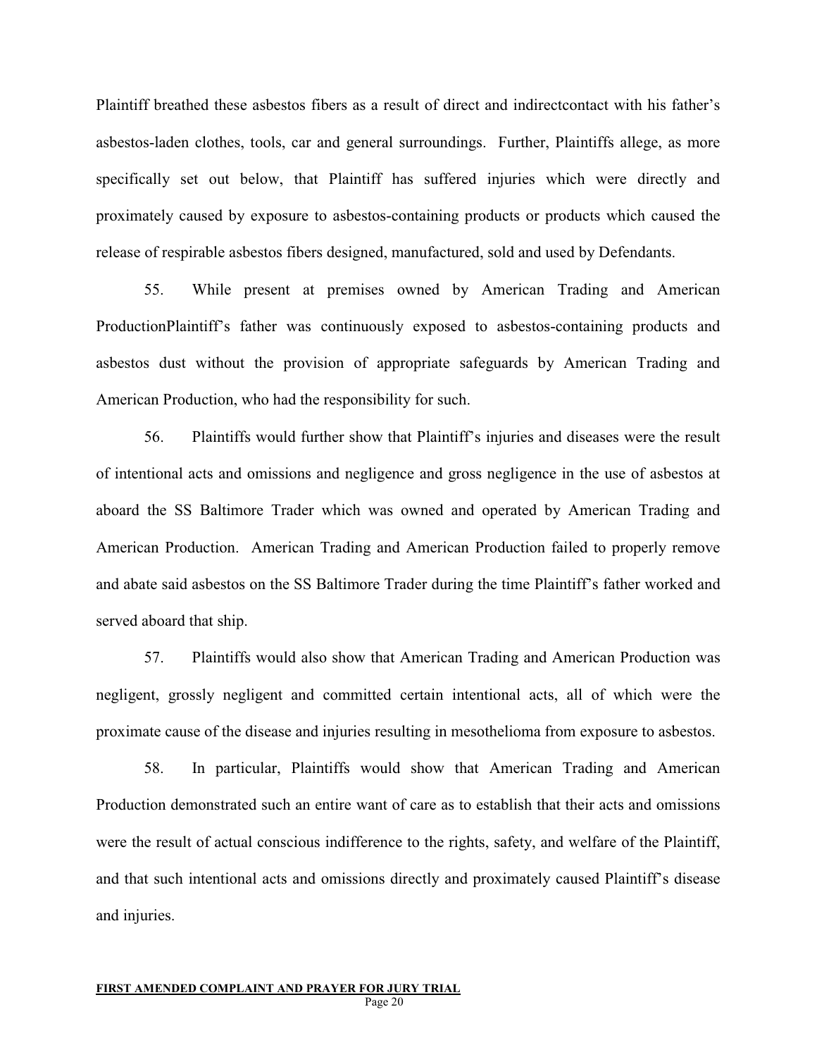Plaintiff breathed these asbestos fibers as a result of direct and indirectcontact with his father's asbestos-laden clothes, tools, car and general surroundings. Further, Plaintiffs allege, as more specifically set out below, that Plaintiff has suffered injuries which were directly and proximately caused by exposure to asbestos-containing products or products which caused the release of respirable asbestos fibers designed, manufactured, sold and used by Defendants.

55. While present at premises owned by American Trading and American ProductionPlaintiff's father was continuously exposed to asbestos-containing products and asbestos dust without the provision of appropriate safeguards by American Trading and American Production, who had the responsibility for such.

56. Plaintiffs would further show that Plaintiff's injuries and diseases were the result of intentional acts and omissions and negligence and gross negligence in the use of asbestos at aboard the SS Baltimore Trader which was owned and operated by American Trading and American Production. American Trading and American Production failed to properly remove and abate said asbestos on the SS Baltimore Trader during the time Plaintiff's father worked and served aboard that ship.

57. Plaintiffs would also show that American Trading and American Production was negligent, grossly negligent and committed certain intentional acts, all of which were the proximate cause of the disease and injuries resulting in mesothelioma from exposure to asbestos.

58. In particular, Plaintiffs would show that American Trading and American Production demonstrated such an entire want of care as to establish that their acts and omissions were the result of actual conscious indifference to the rights, safety, and welfare of the Plaintiff, and that such intentional acts and omissions directly and proximately caused Plaintiff's disease and injuries.

**FIRST AMENDED COMPLAINT AND PRAYER FOR JURY TRIAL**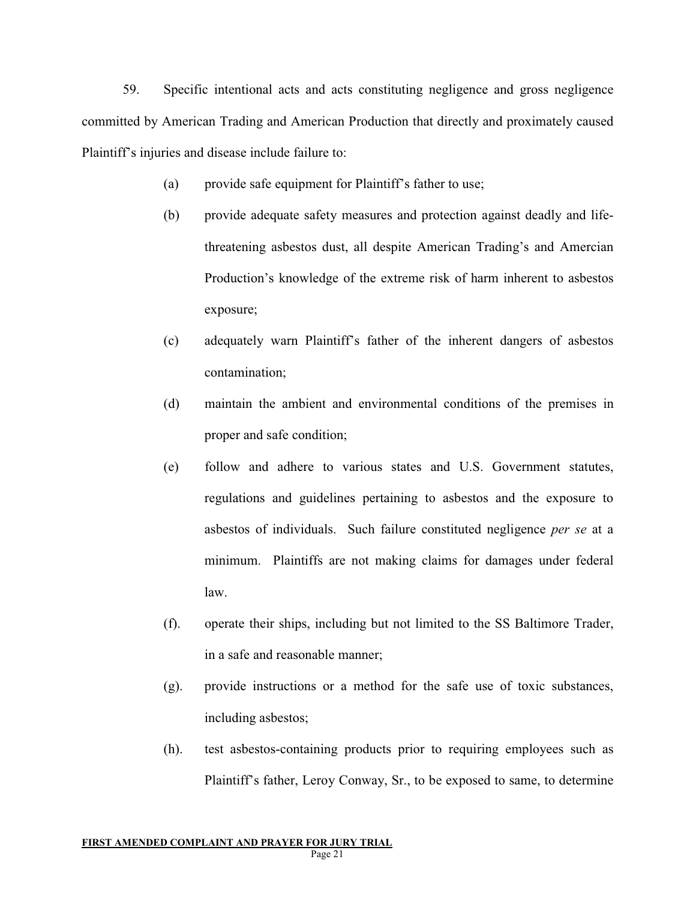59. Specific intentional acts and acts constituting negligence and gross negligence committed by American Trading and American Production that directly and proximately caused Plaintiff's injuries and disease include failure to:

(a) provide safe equipment for Plaintiff's father to use;

(b) provide adequate safety measures and protection against deadly and life-threatening asbestos dust, all despite American Trading's and Amercian Production's knowledge of the extreme risk of harm inherent to asbestos exposure;

(c) adequately warn Plaintiff's father of the inherent dangers of asbestos contamination;

(d) maintain the ambient and environmental conditions of the premises in proper and safe condition;

(e) follow and adhere to various states and U.S. Government statutes, regulations and guidelines pertaining to asbestos and the exposure to asbestos of individuals. Such failure constituted negligence *per se* at a minimum. Plaintiffs are not making claims for damages under federal law.

(f). operate their ships, including but not limited to the SS Baltimore Trader, in a safe and reasonable manner;

(g). provide instructions or a method for the safe use of toxic substances, including asbestos;

(h). test asbestos-containing products prior to requiring employees such as Plaintiff's father, Leroy Conway, Sr., to be exposed to same, to determine

**FIRST AMENDED COMPLAINT AND PRAYER FOR JURY TRIAL**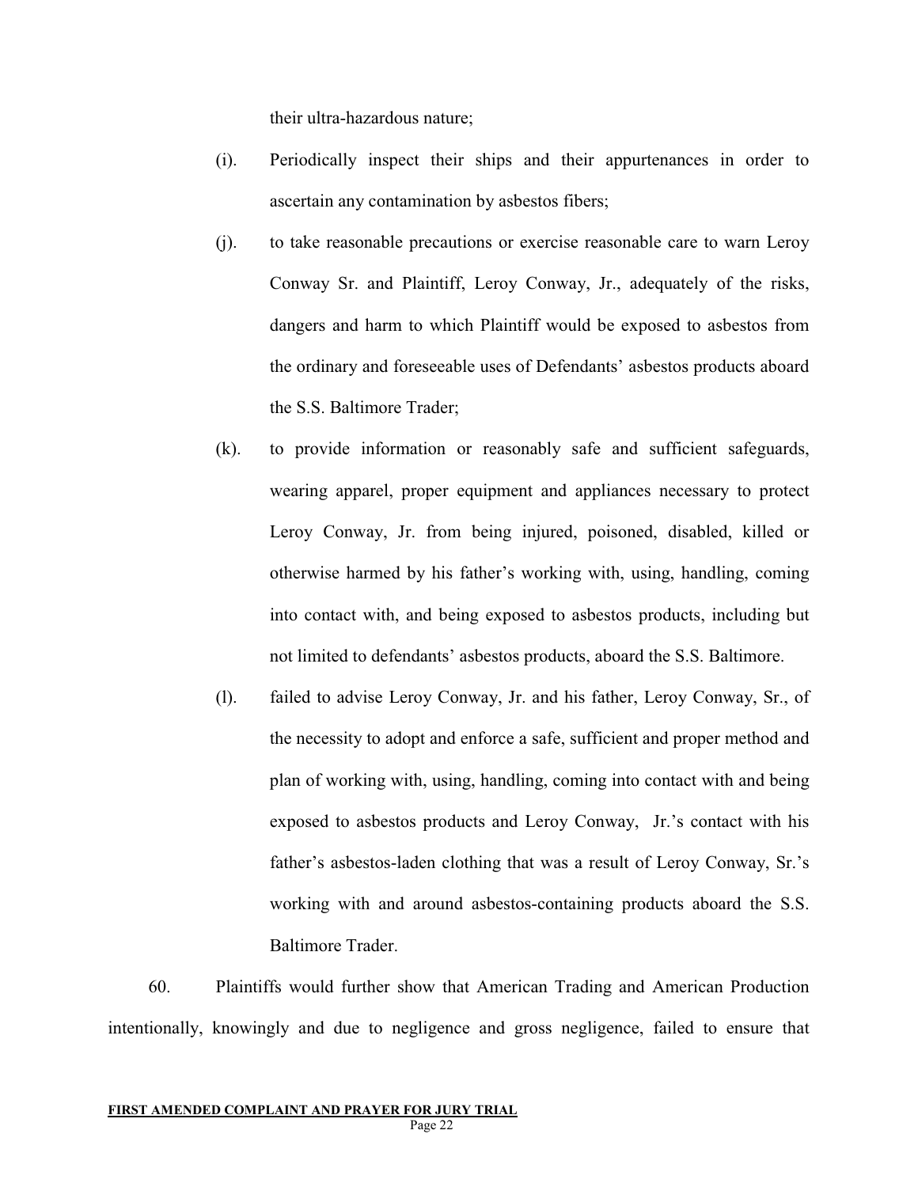their ultra-hazardous nature;

(i). Periodically inspect their ships and their appurtenances in order to ascertain any contamination by asbestos fibers;

(j). to take reasonable precautions or exercise reasonable care to warn Leroy Conway Sr. and Plaintiff, Leroy Conway, Jr., adequately of the risks, dangers and harm to which Plaintiff would be exposed to asbestos from the ordinary and foreseeable uses of Defendants' asbestos products aboard the S.S. Baltimore Trader;

(k). to provide information or reasonably safe and sufficient safeguards, wearing apparel, proper equipment and appliances necessary to protect Leroy Conway, Jr. from being injured, poisoned, disabled, killed or otherwise harmed by his father's working with, using, handling, coming into contact with, and being exposed to asbestos products, including but not limited to defendants' asbestos products, aboard the S.S. Baltimore.

(l). failed to advise Leroy Conway, Jr. and his father, Leroy Conway, Sr., of the necessity to adopt and enforce a safe, sufficient and proper method and plan of working with, using, handling, coming into contact with and being exposed to asbestos products and Leroy Conway, Jr.'s contact with his father's asbestos-laden clothing that was a result of Leroy Conway, Sr.'s working with and around asbestos-containing products aboard the S.S. Baltimore Trader.

60. Plaintiffs would further show that American Trading and American Production intentionally, knowingly and due to negligence and gross negligence, failed to ensure that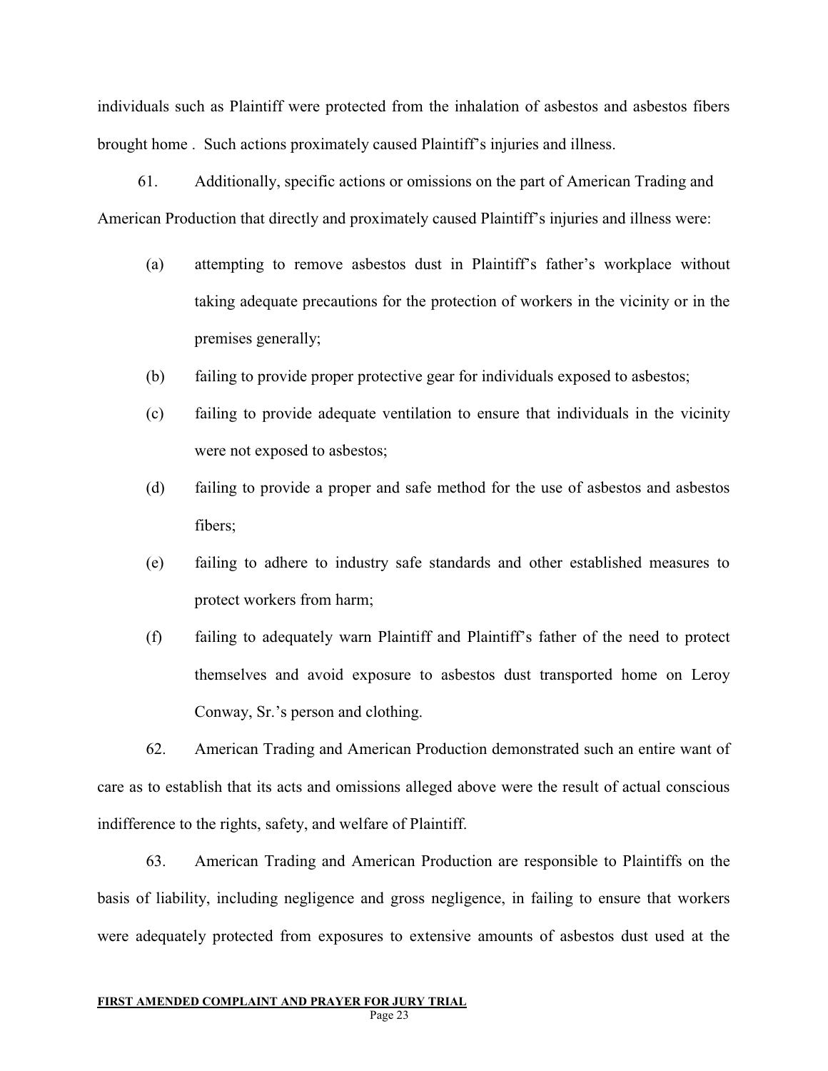individuals such as Plaintiff were protected from the inhalation of asbestos and asbestos fibers brought home . Such actions proximately caused Plaintiff's injuries and illness.

61. Additionally, specific actions or omissions on the part of American Trading and American Production that directly and proximately caused Plaintiff's injuries and illness were:

(a) attempting to remove asbestos dust in Plaintiff's father's workplace without taking adequate precautions for the protection of workers in the vicinity or in the premises generally;

(b) failing to provide proper protective gear for individuals exposed to asbestos;

(c) failing to provide adequate ventilation to ensure that individuals in the vicinity were not exposed to asbestos;

(d) failing to provide a proper and safe method for the use of asbestos and asbestos fibers;

(e) failing to adhere to industry safe standards and other established measures to protect workers from harm;

(f) failing to adequately warn Plaintiff and Plaintiff's father of the need to protect themselves and avoid exposure to asbestos dust transported home on Leroy Conway, Sr.'s person and clothing.

62. American Trading and American Production demonstrated such an entire want of care as to establish that its acts and omissions alleged above were the result of actual conscious indifference to the rights, safety, and welfare of Plaintiff.

63. American Trading and American Production are responsible to Plaintiffs on the basis of liability, including negligence and gross negligence, in failing to ensure that workers were adequately protected from exposures to extensive amounts of asbestos dust used at the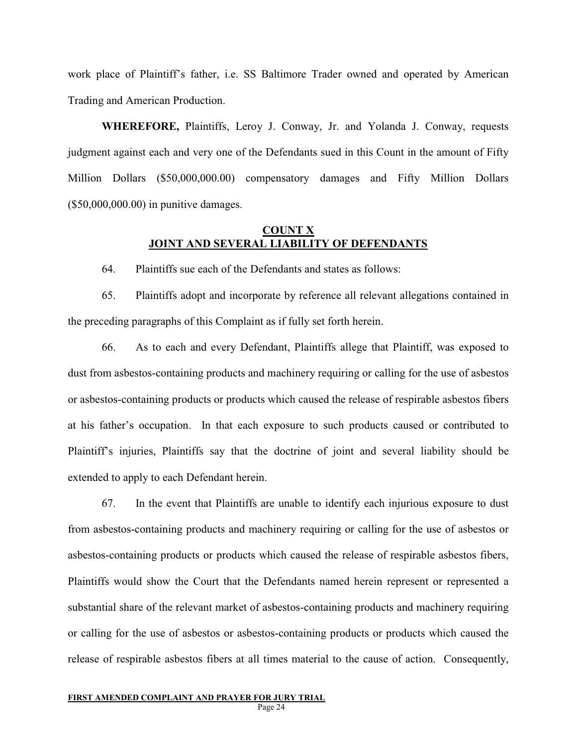work place of Plaintiff's father, i.e. SS Baltimore Trader owned and operated by American Trading and American Production.

**WHEREFORE,** Plaintiffs, Leroy J. Conway, Jr. and Yolanda J. Conway, requests judgment against each and very one of the Defendants sued in this Count in the amount of Fifty Million Dollars ($50,000,000.00) compensatory damages and Fifty Million Dollars ($50,000,000.00) in punitive damages.

## COUNT X
## JOINT AND SEVERAL LIABILITY OF DEFENDANTS

64. Plaintiffs sue each of the Defendants and states as follows:

65. Plaintiffs adopt and incorporate by reference all relevant allegations contained in the preceding paragraphs of this Complaint as if fully set forth herein.

66. As to each and every Defendant, Plaintiffs allege that Plaintiff, was exposed to dust from asbestos-containing products and machinery requiring or calling for the use of asbestos or asbestos-containing products or products which caused the release of respirable asbestos fibers at his father's occupation. In that each exposure to such products caused or contributed to Plaintiff's injuries, Plaintiffs say that the doctrine of joint and several liability should be extended to apply to each Defendant herein.

67. In the event that Plaintiffs are unable to identify each injurious exposure to dust from asbestos-containing products and machinery requiring or calling for the use of asbestos or asbestos-containing products or products which caused the release of respirable asbestos fibers, Plaintiffs would show the Court that the Defendants named herein represent or represented a substantial share of the relevant market of asbestos-containing products and machinery requiring or calling for the use of asbestos or asbestos-containing products or products which caused the release of respirable asbestos fibers at all times material to the cause of action. Consequently,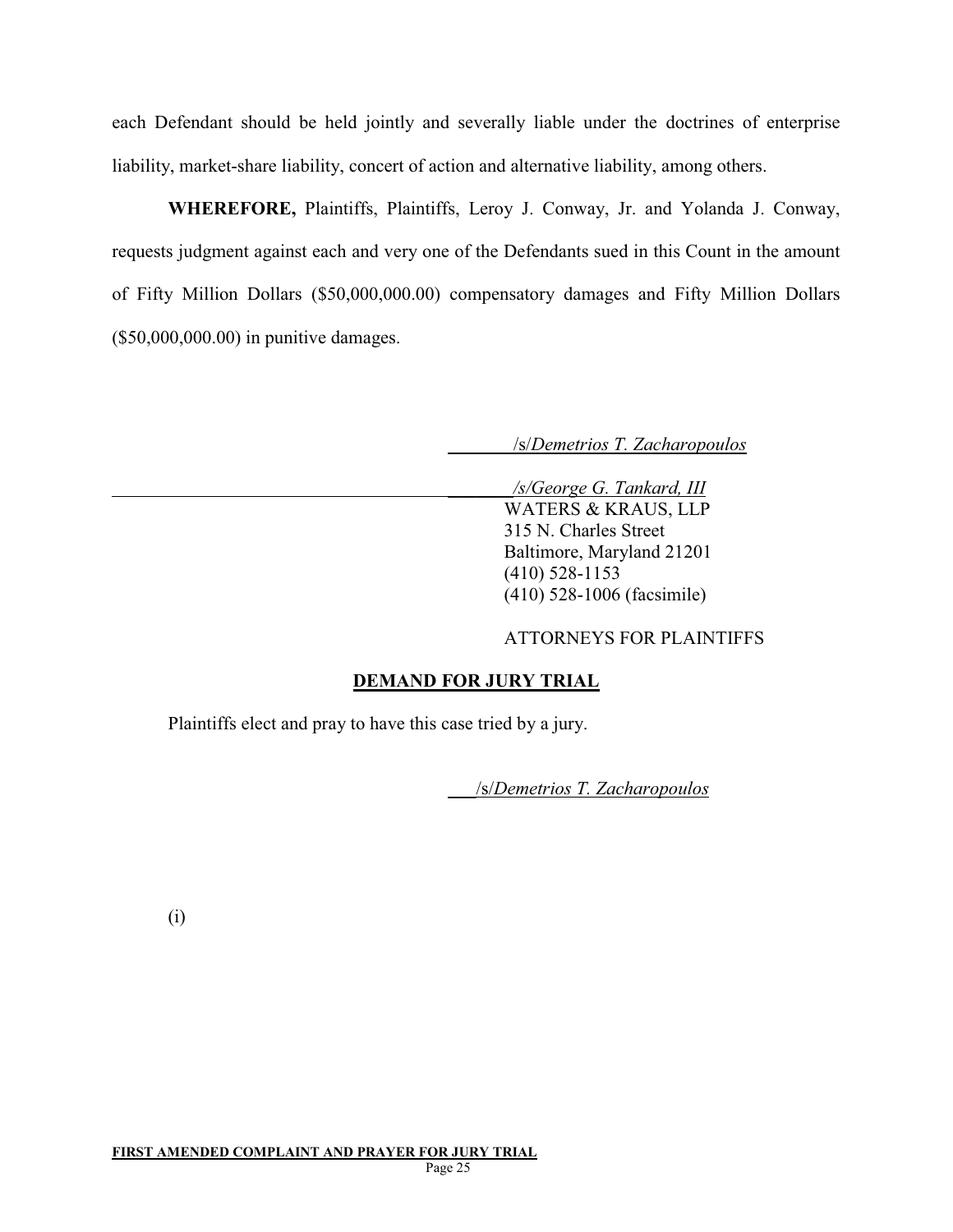each Defendant should be held jointly and severally liable under the doctrines of enterprise liability, market-share liability, concert of action and alternative liability, among others.

**WHEREFORE,** Plaintiffs, Plaintiffs, Leroy J. Conway, Jr. and Yolanda J. Conway, requests judgment against each and very one of the Defendants sued in this Count in the amount of Fifty Million Dollars ($50,000,000.00) compensatory damages and Fifty Million Dollars ($50,000,000.00) in punitive damages.

/s/*Demetrios T. Zacharopoulos*

*/s/George G. Tankard, III*
WATERS & KRAUS, LLP
315 N. Charles Street
Baltimore, Maryland 21201
(410) 528-1153
(410) 528-1006 (facsimile)

ATTORNEYS FOR PLAINTIFFS

## DEMAND FOR JURY TRIAL

Plaintiffs elect and pray to have this case tried by a jury.

/s/*Demetrios T. Zacharopoulos*

(i)

**FIRST AMENDED COMPLAINT AND PRAYER FOR JURY TRIAL**